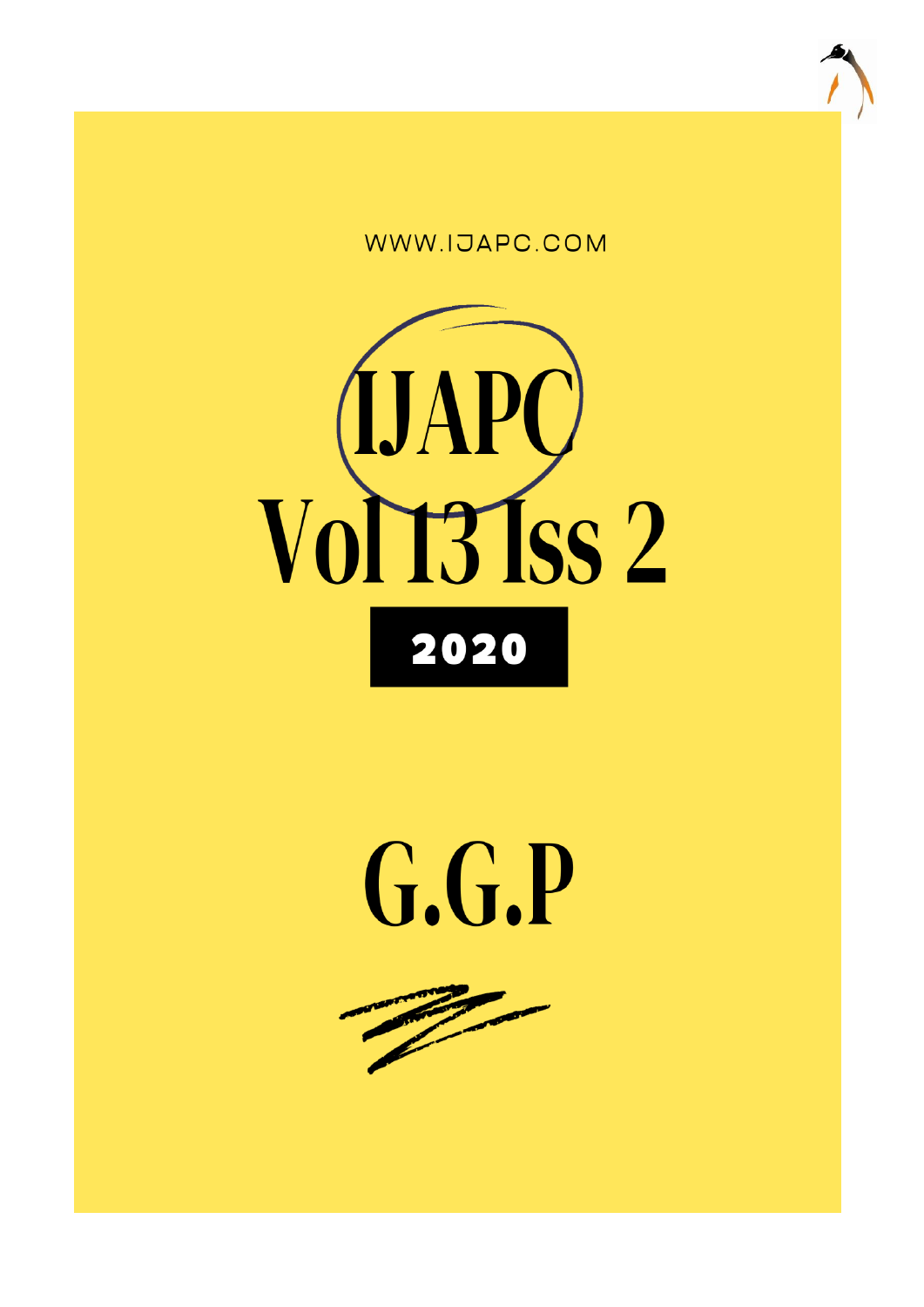WWW.IJAPC.COM

# IJAPC

# Vol 13 Iss 2

**2020**

# G.G.P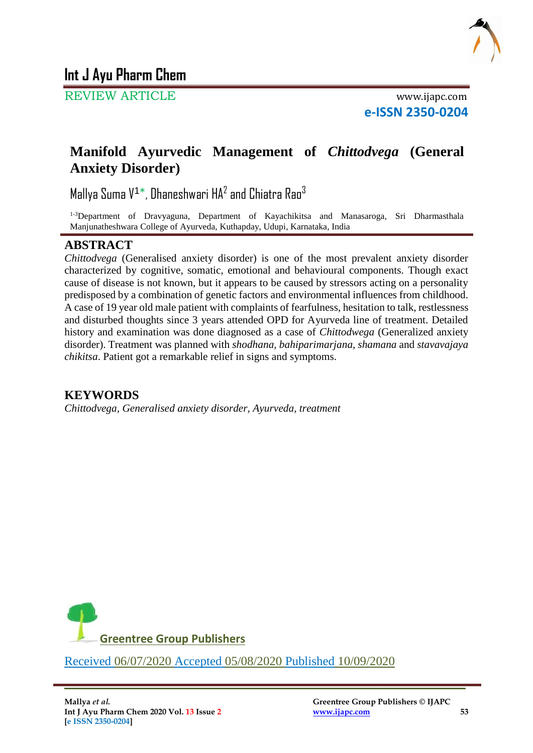REVIEW ARTICLE

# Manifold Ayurvedic Management of *Chittodvega* (General Anxiety Disorder)

Mallya Suma V[1]*, Dhaneshwari HA[2] and Chiatra Rao[3]

[1-3]Department of Dravyaguna, Department of Kayachikitsa and Manasaroga, Sri Dharmasthala Manjunatheshwara College of Ayurveda, Kuthapday, Udupi, Karnataka, India

## ABSTRACT

*Chittodvega* (Generalised anxiety disorder) is one of the most prevalent anxiety disorder characterized by cognitive, somatic, emotional and behavioural components. Though exact cause of disease is not known, but it appears to be caused by stressors acting on a personality predisposed by a combination of genetic factors and environmental influences from childhood. A case of 19 year old male patient with complaints of fearfulness, hesitation to talk, restlessness and disturbed thoughts since 3 years attended OPD for Ayurveda line of treatment. Detailed history and examination was done diagnosed as a case of *Chittodwega* (Generalized anxiety disorder). Treatment was planned with *shodhana, bahiparimarjana, shamana* and *stavavajaya chikitsa*. Patient got a remarkable relief in signs and symptoms.

## KEYWORDS

*Chittodvega, Generalised anxiety disorder, Ayurveda, treatment*

Greentree Group Publishers

Received 06/07/2020 Accepted 05/08/2020 Published 10/09/2020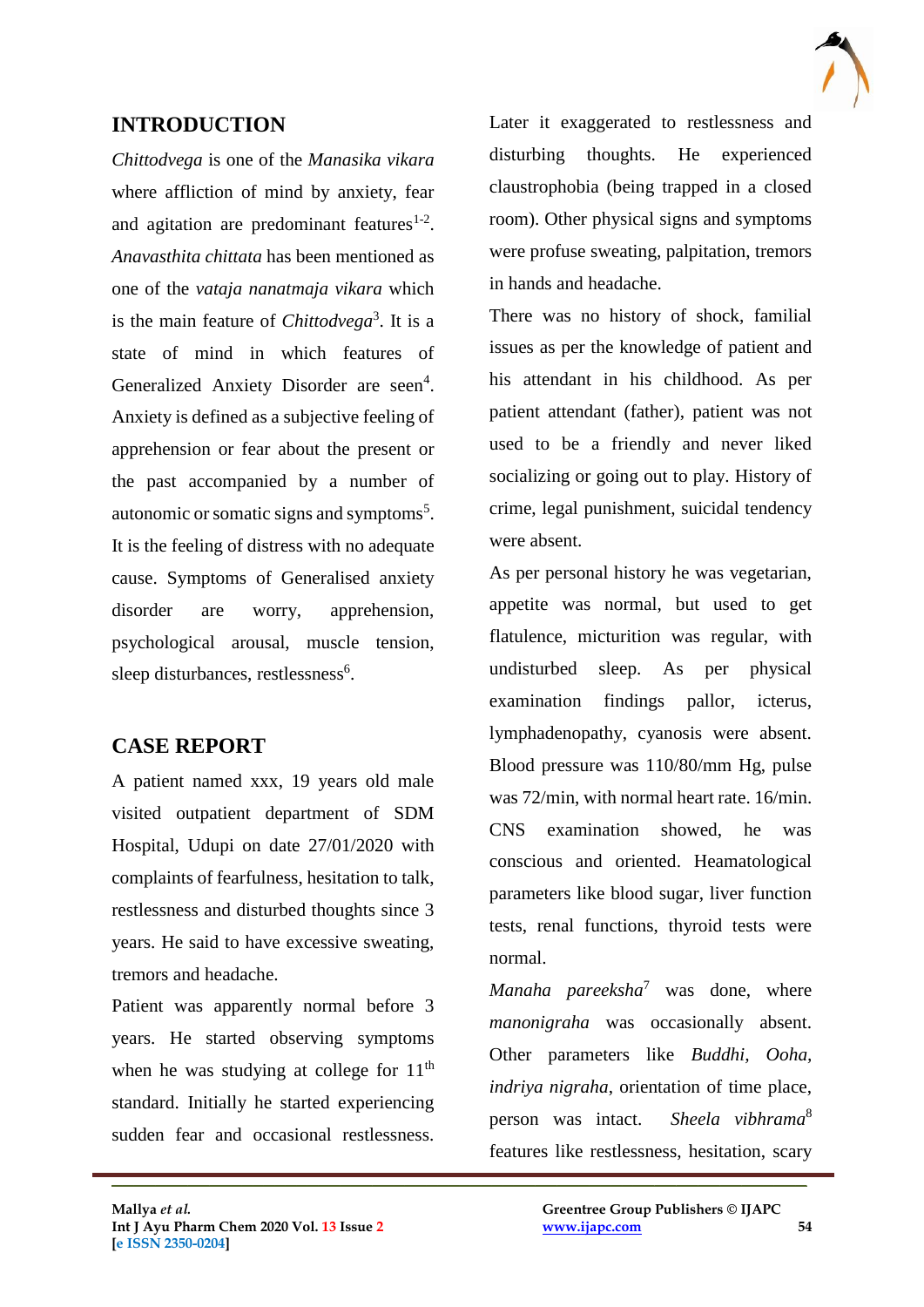## INTRODUCTION

*Chittodvega* is one of the *Manasika vikara* where affliction of mind by anxiety, fear and agitation are predominant features[1-2]. *Anavasthita chittata* has been mentioned as one of the *vataja nanatmaja vikara* which is the main feature of *Chittodvega*[3]. It is a state of mind in which features of Generalized Anxiety Disorder are seen[4]. Anxiety is defined as a subjective feeling of apprehension or fear about the present or the past accompanied by a number of autonomic or somatic signs and symptoms[5]. It is the feeling of distress with no adequate cause. Symptoms of Generalised anxiety disorder are worry, apprehension, psychological arousal, muscle tension, sleep disturbances, restlessness[6].

## CASE REPORT

A patient named xxx, 19 years old male visited outpatient department of SDM Hospital, Udupi on date 27/01/2020 with complaints of fearfulness, hesitation to talk, restlessness and disturbed thoughts since 3 years. He said to have excessive sweating, tremors and headache.

Patient was apparently normal before 3 years. He started observing symptoms when he was studying at college for 11th standard. Initially he started experiencing sudden fear and occasional restlessness. Later it exaggerated to restlessness and disturbing thoughts. He experienced claustrophobia (being trapped in a closed room). Other physical signs and symptoms were profuse sweating, palpitation, tremors in hands and headache.

There was no history of shock, familial issues as per the knowledge of patient and his attendant in his childhood. As per patient attendant (father), patient was not used to be a friendly and never liked socializing or going out to play. History of crime, legal punishment, suicidal tendency were absent.

As per personal history he was vegetarian, appetite was normal, but used to get flatulence, micturition was regular, with undisturbed sleep. As per physical examination findings pallor, icterus, lymphadenopathy, cyanosis were absent. Blood pressure was 110/80/mm Hg, pulse was 72/min, with normal heart rate. 16/min. CNS examination showed, he was conscious and oriented. Heamatological parameters like blood sugar, liver function tests, renal functions, thyroid tests were normal.

*Manaha pareeksha*[7] was done, where *manonigraha* was occasionally absent. Other parameters like *Buddhi*, *Ooha*, *indriya nigraha*, orientation of time place, person was intact. *Sheela vibhrama*[8] features like restlessness, hesitation, scary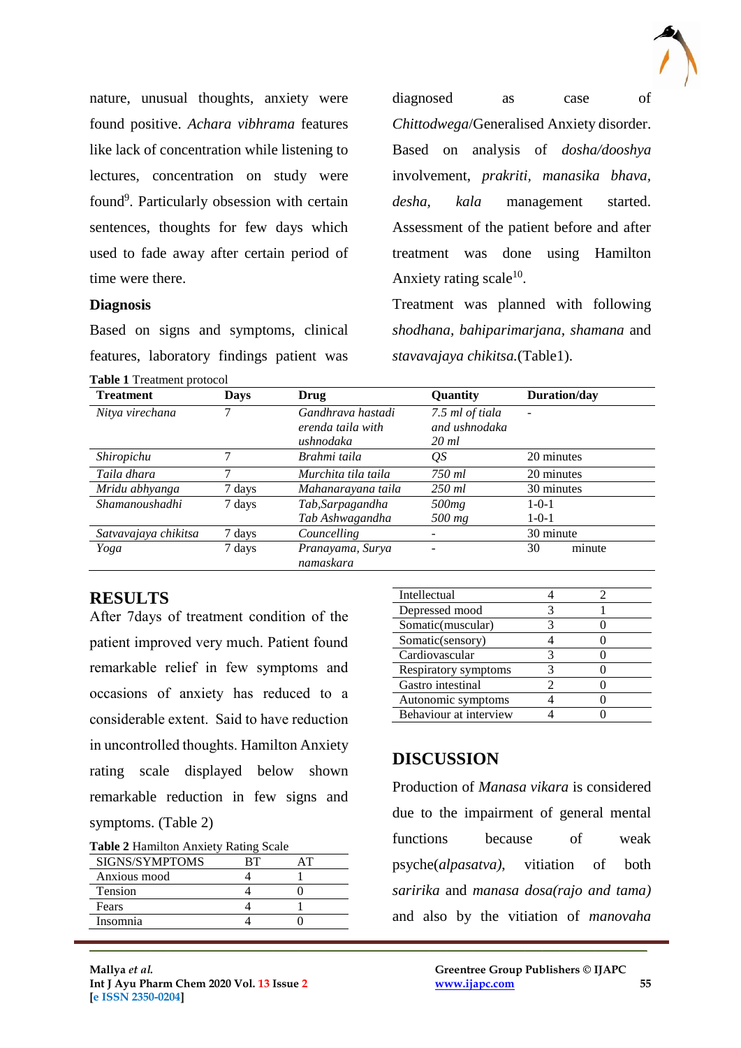nature, unusual thoughts, anxiety were found positive. *Achara vibhrama* features like lack of concentration while listening to lectures, concentration on study were found[9]. Particularly obsession with certain sentences, thoughts for few days which used to fade away after certain period of time were there.

### Diagnosis

Based on signs and symptoms, clinical features, laboratory findings patient was diagnosed as case of *Chittodwega*/Generalised Anxiety disorder. Based on analysis of *dosha/dooshya* involvement, *prakriti*, *manasika bhava*, *desha*, *kala* management started. Assessment of the patient before and after treatment was done using Hamilton Anxiety rating scale[10].

Treatment was planned with following *shodhana*, *bahiparimarjana*, *shamana* and *stavavajaya chikitsa.*(Table1).

**Table 1** Treatment protocol

| Treatment | Days | Drug | Quantity | Duration/day |
|---|---|---|---|---|
| *Nitya virechana* | 7 | *Gandhrava hastadi erenda taila with ushnodaka* | *7.5 ml of tiala and ushnodaka 20 ml* | - |
| *Shiropichu* | 7 | *Brahmi taila* | *QS* | 20 minutes |
| *Taila dhara* | 7 | *Murchita tila taila* | *750 ml* | 20 minutes |
| *Mridu abhyanga* | 7 days | *Mahanarayana taila* | *250 ml* | 30 minutes |
| *Shamanoushadhi* | 7 days | *Tab,Sarpagandha* <br> *Tab Ashwagandha* | *500mg* <br> *500 mg* | 1-0-1 <br> 1-0-1 |
| *Satvavajaya chikitsa* | 7 days | *Councelling* | - | 30 minute |
| *Yoga* | 7 days | *Pranayama, Surya namaskara* | - | 30 minute |

## RESULTS

After 7days of treatment condition of the patient improved very much. Patient found remarkable relief in few symptoms and occasions of anxiety has reduced to a considerable extent. Said to have reduction in uncontrolled thoughts. Hamilton Anxiety rating scale displayed below shown remarkable reduction in few signs and symptoms. (Table 2)

**Table 2** Hamilton Anxiety Rating Scale

| SIGNS/SYMPTOMS | BT | AT |
|---|---|---|
| Anxious mood | 4 | 1 |
| Tension | 4 | 0 |
| Fears | 4 | 1 |
| Insomnia | 4 | 0 |
| Intellectual | 4 | 2 |
| Depressed mood | 3 | 1 |
| Somatic(muscular) | 3 | 0 |
| Somatic(sensory) | 4 | 0 |
| Cardiovascular | 3 | 0 |
| Respiratory symptoms | 3 | 0 |
| Gastro intestinal | 2 | 0 |
| Autonomic symptoms | 4 | 0 |
| Behaviour at interview | 4 | 0 |

## DISCUSSION

Production of *Manasa vikara* is considered due to the impairment of general mental functions because of weak psyche(*alpasatva),* vitiation of both *saririka* and *manasa dosa(rajo and tama)* and also by the vitiation of *manovaha*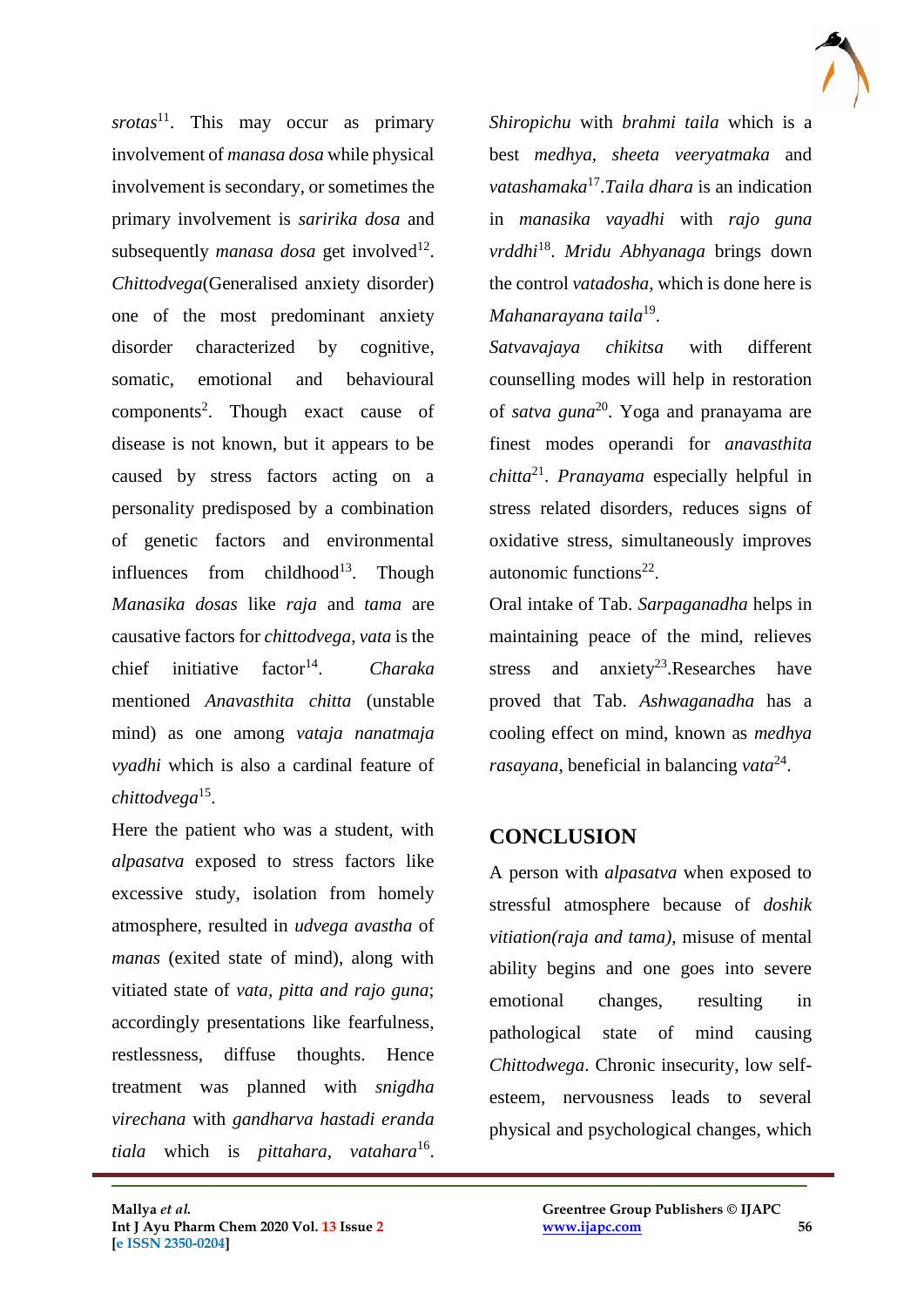*srotas*[11]. This may occur as primary involvement of *manasa dosa* while physical involvement is secondary, or sometimes the primary involvement is *saririka dosa* and subsequently *manasa dosa* get involved[12]. *Chittodvega*(Generalised anxiety disorder) one of the most predominant anxiety disorder characterized by cognitive, somatic, emotional and behavioural components[2]. Though exact cause of disease is not known, but it appears to be caused by stress factors acting on a personality predisposed by a combination of genetic factors and environmental influences from childhood[13]. Though *Manasika dosas* like *raja* and *tama* are causative factors for *chittodvega*, *vata* is the chief initiative factor[14]. *Charaka* mentioned *Anavasthita chitta* (unstable mind) as one among *vataja nanatmaja vyadhi* which is also a cardinal feature of *chittodvega*[15].

Here the patient who was a student, with *alpasatva* exposed to stress factors like excessive study, isolation from homely atmosphere, resulted in *udvega avastha* of *manas* (exited state of mind), along with vitiated state of *vata, pitta and rajo guna*; accordingly presentations like fearfulness, restlessness, diffuse thoughts. Hence treatment was planned with *snigdha virechana* with *gandharva hastadi eranda tiala* which is *pittahara*, *vatahara*[16]. *Shiropichu* with *brahmi taila* which is a best *medhya*, *sheeta veeryatmaka* and *vatashamaka*[17].*Taila dhara* is an indication in *manasika vayadhi* with *rajo guna vrddhi*[18]. *Mridu Abhyanaga* brings down the control *vatadosha*, which is done here is *Mahanarayana taila*[19].

*Satvavajaya chikitsa* with different counselling modes will help in restoration of *satva guna*[20]. Yoga and pranayama are finest modes operandi for *anavasthita chitta*[21]. *Pranayama* especially helpful in stress related disorders, reduces signs of oxidative stress, simultaneously improves autonomic functions[22].

Oral intake of Tab. *Sarpaganadha* helps in maintaining peace of the mind, relieves stress and anxiety[23].Researches have proved that Tab. *Ashwaganadha* has a cooling effect on mind, known as *medhya rasayana*, beneficial in balancing *vata*[24].

## CONCLUSION

A person with *alpasatva* when exposed to stressful atmosphere because of *doshik vitiation(raja and tama)*, misuse of mental ability begins and one goes into severe emotional changes, resulting in pathological state of mind causing *Chittodwega*. Chronic insecurity, low self-esteem, nervousness leads to several physical and psychological changes, which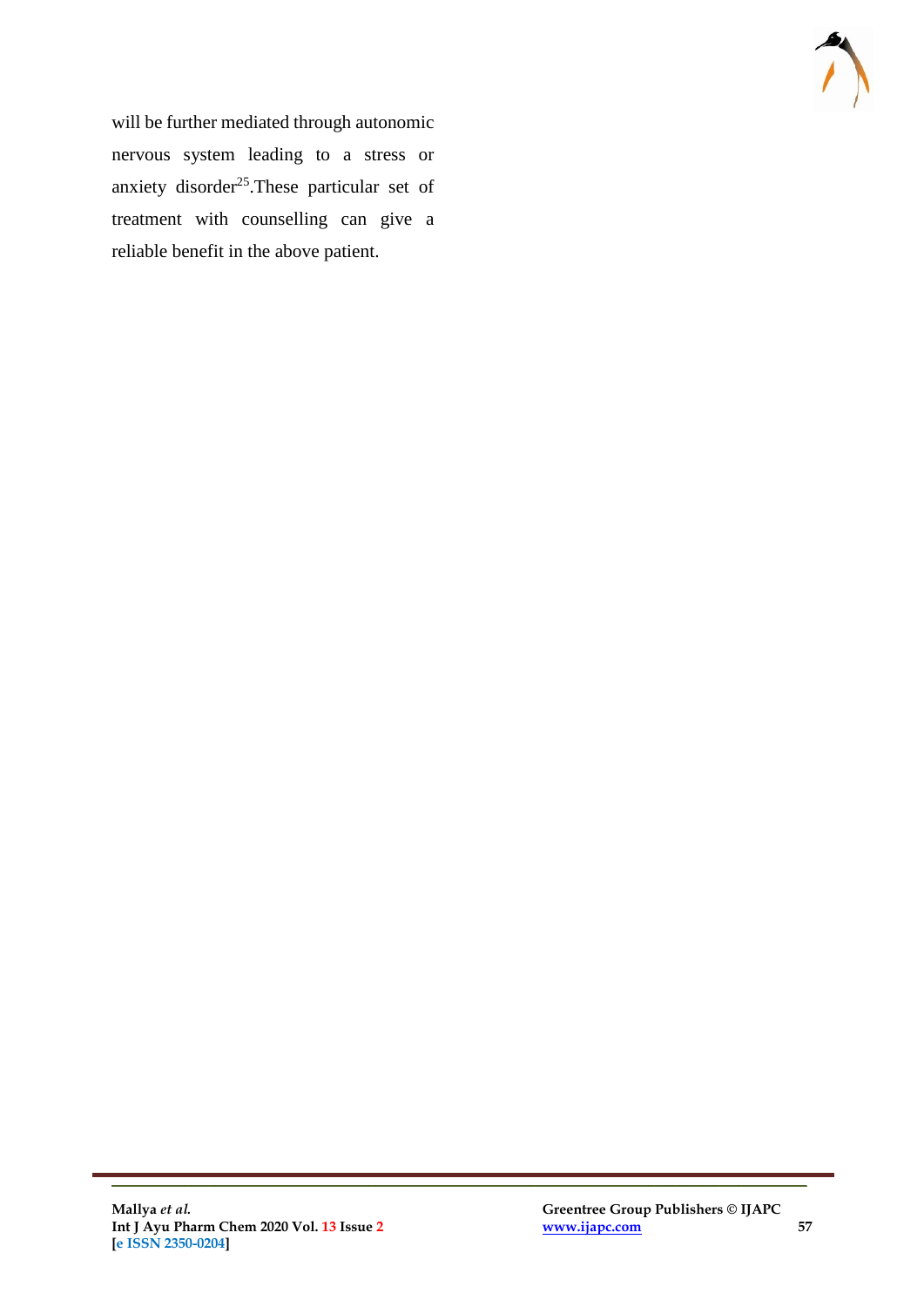will be further mediated through autonomic nervous system leading to a stress or anxiety disorder[25].These particular set of treatment with counselling can give a reliable benefit in the above patient.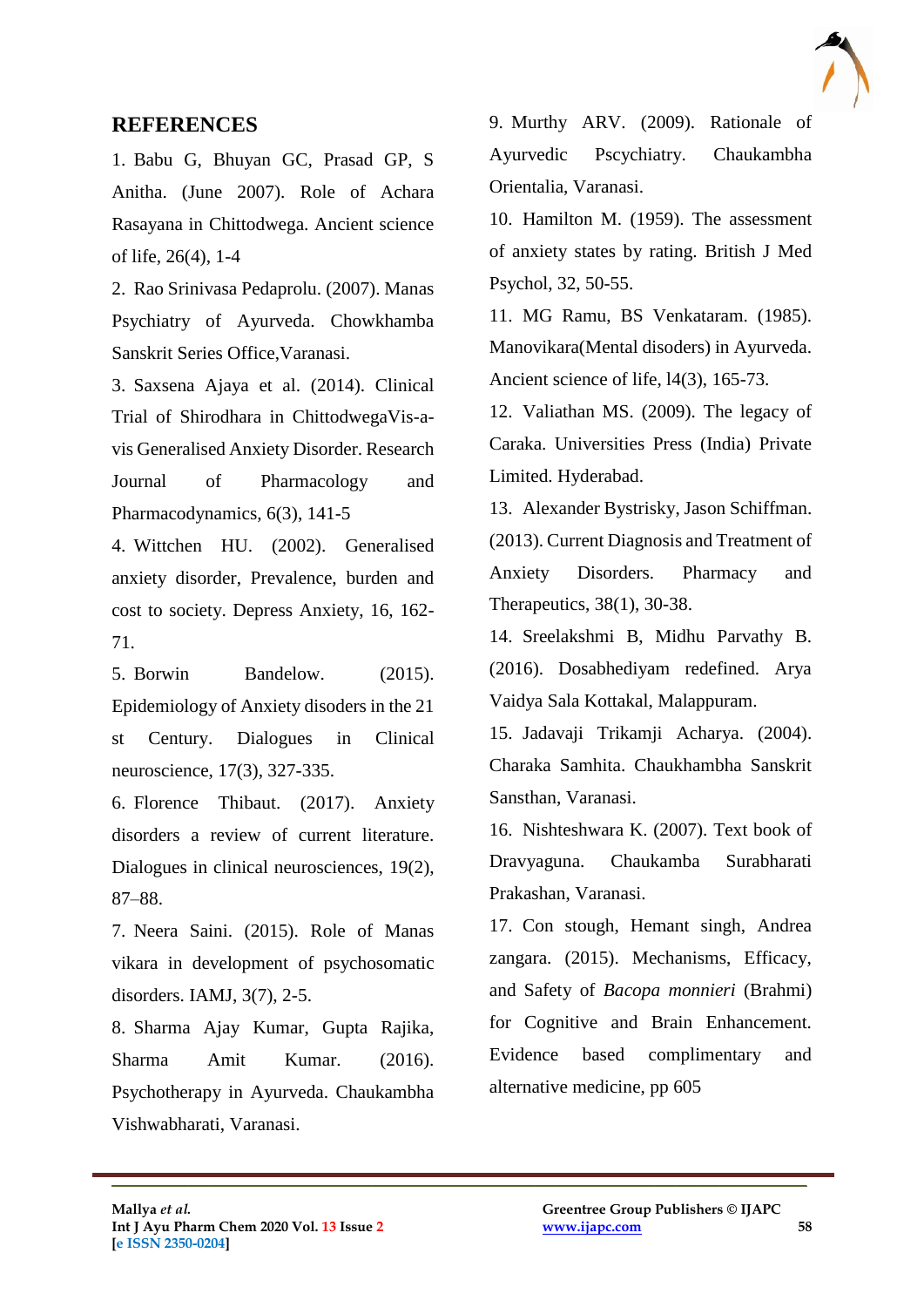## REFERENCES

1. Babu G, Bhuyan GC, Prasad GP, S Anitha. (June 2007). Role of Achara Rasayana in Chittodwega. Ancient science of life, 26(4), 1-4
2. Rao Srinivasa Pedaprolu. (2007). Manas Psychiatry of Ayurveda. Chowkhamba Sanskrit Series Office,Varanasi.
3. Saxsena Ajaya et al. (2014). Clinical Trial of Shirodhara in ChittodwegaVis-a-vis Generalised Anxiety Disorder. Research Journal of Pharmacology and Pharmacodynamics, 6(3), 141-5
4. Wittchen HU. (2002). Generalised anxiety disorder, Prevalence, burden and cost to society. Depress Anxiety, 16, 162-71.
5. Borwin Bandelow. (2015). Epidemiology of Anxiety disoders in the 21 st Century. Dialogues in Clinical neuroscience, 17(3), 327-335.
6. Florence Thibaut. (2017). Anxiety disorders a review of current literature. Dialogues in clinical neurosciences, 19(2), 87–88.
7. Neera Saini. (2015). Role of Manas vikara in development of psychosomatic disorders. IAMJ, 3(7), 2-5.
8. Sharma Ajay Kumar, Gupta Rajika, Sharma Amit Kumar. (2016). Psychotherapy in Ayurveda. Chaukambha Vishwabharati, Varanasi.
9. Murthy ARV. (2009). Rationale of Ayurvedic Pscychiatry. Chaukambha Orientalia, Varanasi.
10. Hamilton M. (1959). The assessment of anxiety states by rating. British J Med Psychol, 32, 50-55.
11. MG Ramu, BS Venkataram. (1985). Manovikara(Mental disoders) in Ayurveda. Ancient science of life, l4(3), 165-73.
12. Valiathan MS. (2009). The legacy of Caraka. Universities Press (India) Private Limited. Hyderabad.
13. Alexander Bystrisky, Jason Schiffman. (2013). Current Diagnosis and Treatment of Anxiety Disorders. Pharmacy and Therapeutics, 38(1), 30-38.
14. Sreelakshmi B, Midhu Parvathy B. (2016). Dosabhediyam redefined. Arya Vaidya Sala Kottakal, Malappuram.
15. Jadavaji Trikamji Acharya. (2004). Charaka Samhita. Chaukhambha Sanskrit Sansthan, Varanasi.
16. Nishteshwara K. (2007). Text book of Dravyaguna. Chaukamba Surabharati Prakashan, Varanasi.
17. Con stough, Hemant singh, Andrea zangara. (2015). Mechanisms, Efficacy, and Safety of *Bacopa monnieri* (Brahmi) for Cognitive and Brain Enhancement. Evidence based complimentary and alternative medicine, pp 605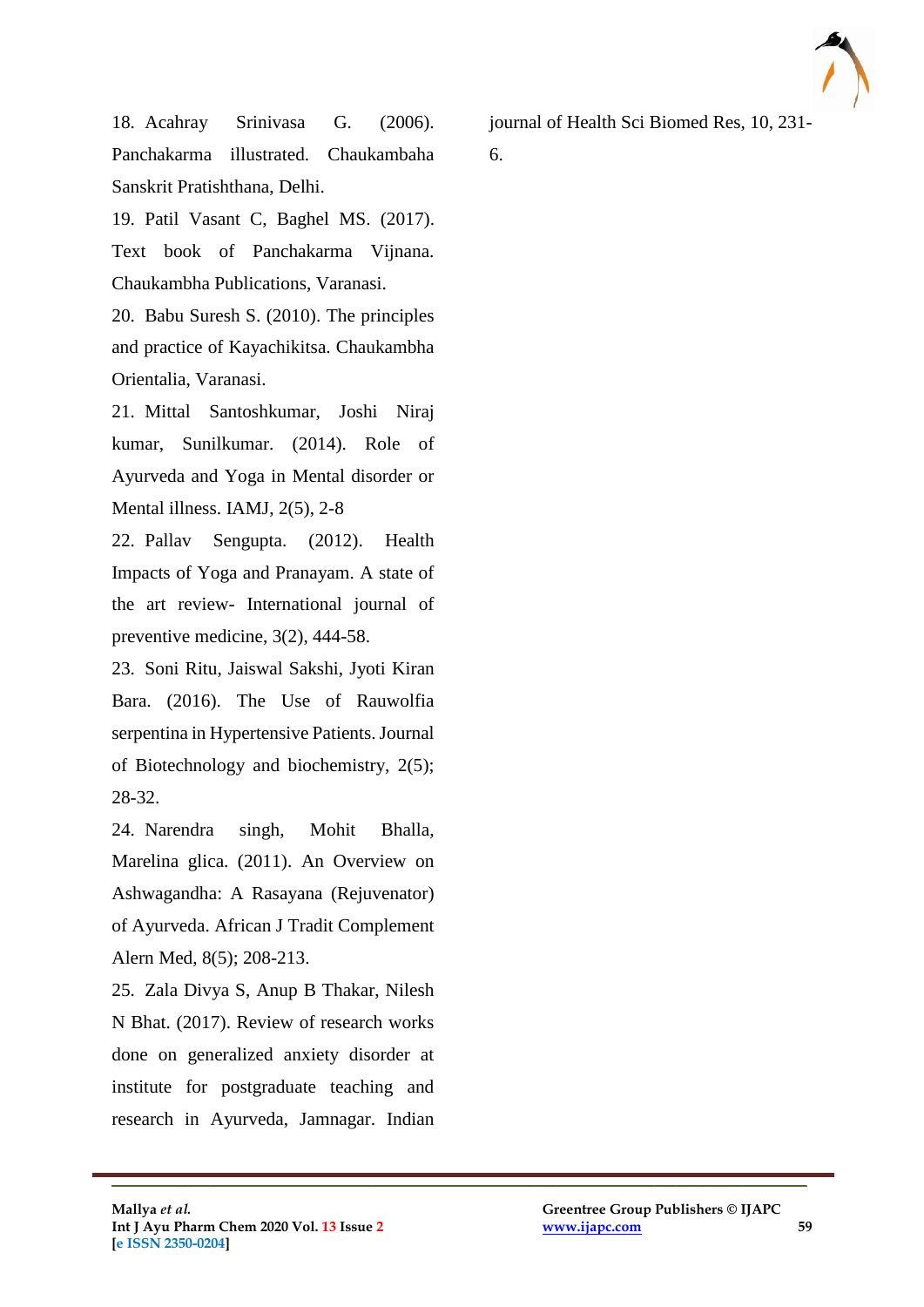18. Acahray Srinivasa G. (2006). Panchakarma illustrated. Chaukambaha Sanskrit Pratishthana, Delhi.

19. Patil Vasant C, Baghel MS. (2017). Text book of Panchakarma Vijnana. Chaukambha Publications, Varanasi.

20. Babu Suresh S. (2010). The principles and practice of Kayachikitsa. Chaukambha Orientalia, Varanasi.

21. Mittal Santoshkumar, Joshi Niraj kumar, Sunilkumar. (2014). Role of Ayurveda and Yoga in Mental disorder or Mental illness. IAMJ, 2(5), 2-8

22. Pallav Sengupta. (2012). Health Impacts of Yoga and Pranayam. A state of the art review- International journal of preventive medicine, 3(2), 444-58.

23. Soni Ritu, Jaiswal Sakshi, Jyoti Kiran Bara. (2016). The Use of Rauwolfia serpentina in Hypertensive Patients. Journal of Biotechnology and biochemistry, 2(5); 28-32.

24. Narendra singh, Mohit Bhalla, Marelina glica. (2011). An Overview on Ashwagandha: A Rasayana (Rejuvenator) of Ayurveda. African J Tradit Complement Alern Med, 8(5); 208-213.

25. Zala Divya S, Anup B Thakar, Nilesh N Bhat. (2017). Review of research works done on generalized anxiety disorder at institute for postgraduate teaching and research in Ayurveda, Jamnagar. Indian journal of Health Sci Biomed Res, 10, 231-6.